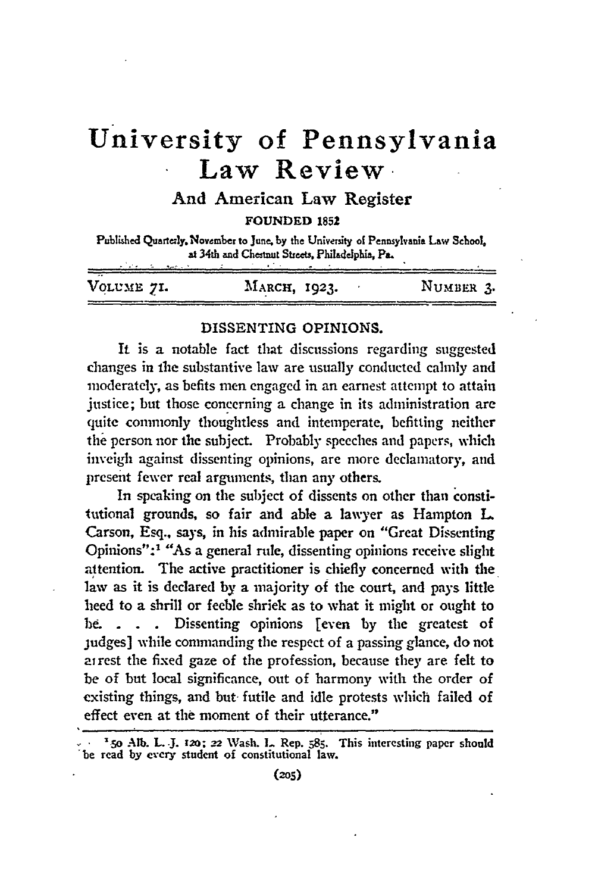# University of Pennsylvania Law Review

## And American Law Register

FOUNDED 1852

Published Quarterly, November to June, by the University of Pennsylvania Law School, at 34th and Chestnut Streets, Philadelphia, Pa.

| VOLUME 71. | MARCH, 1923. | NUMBER 3. |
|---|---|---|

## DISSENTING OPINIONS.

It is a notable fact that discussions regarding suggested changes in the substantive law are usually conducted calmly and moderately, as befits men engaged in an earnest attempt to attain justice; but those concerning a change in its administration are quite commonly thoughtless and intemperate, befitting neither the person nor the subject. Probably speeches and papers, which inveigh against dissenting opinions, are more declamatory, and present fewer real arguments, than any others.

In speaking on the subject of dissents on other than constitutional grounds, so fair and able a lawyer as Hampton L. Carson, Esq., says, in his admirable paper on "Great Dissenting Opinions":[1] "As a general rule, dissenting opinions receive slight attention. The active practitioner is chiefly concerned with the law as it is declared by a majority of the court, and pays little heed to a shrill or feeble shriek as to what it might or ought to be. . . . Dissenting opinions [even by the greatest of judges] while commanding the respect of a passing glance, do not arrest the fixed gaze of the profession, because they are felt to be of but local significance, out of harmony with the order of existing things, and but futile and idle protests which failed of effect even at the moment of their utterance."

---

[1] 50 Alb. L. J. 120; 22 Wash. L. Rep. 585. This interesting paper should be read by every student of constitutional law.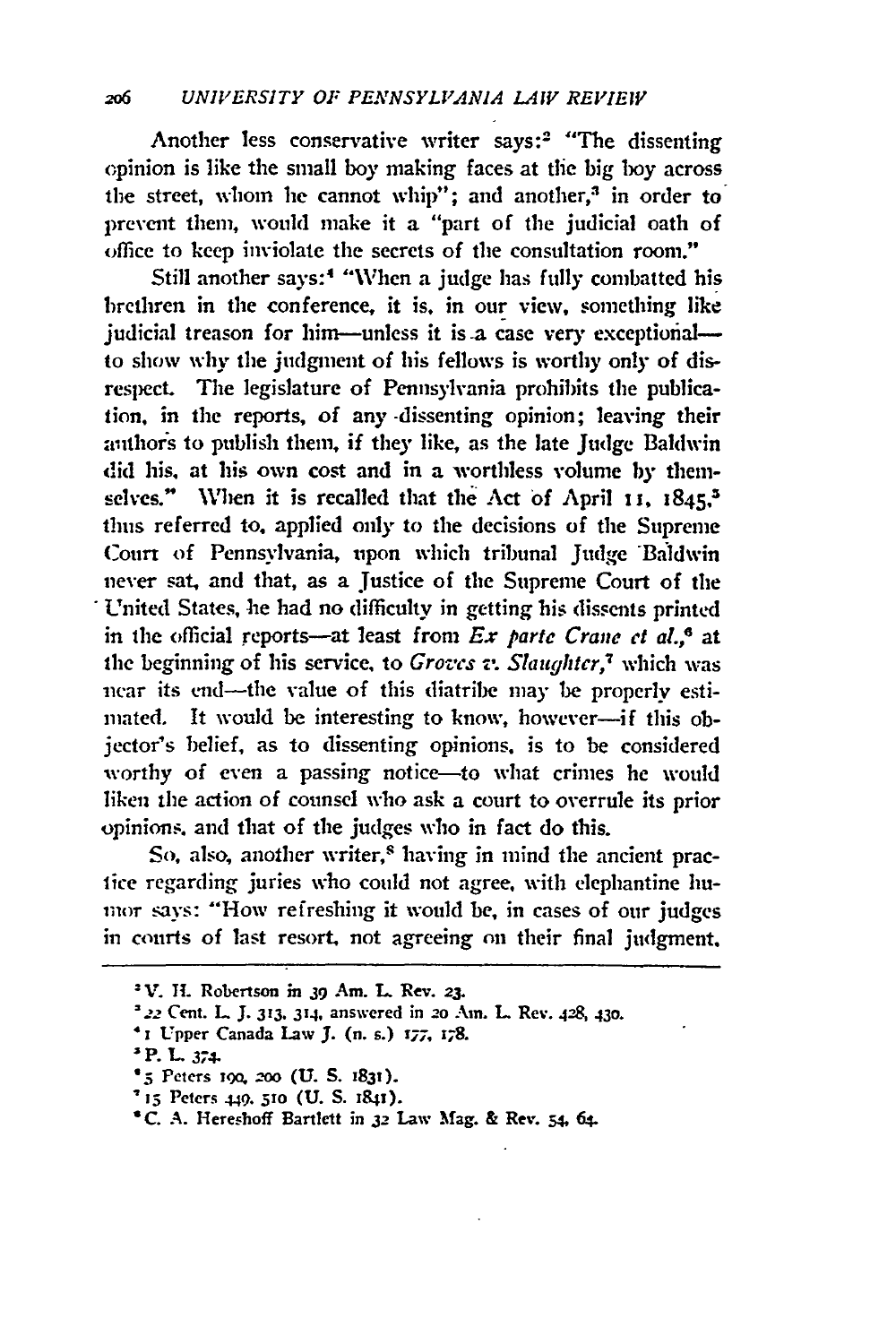Another less conservative writer says:[2] "The dissenting opinion is like the small boy making faces at the big boy across the street, whom he cannot whip"; and another,[3] in order to prevent them, would make it a "part of the judicial oath of office to keep inviolate the secrets of the consultation room."

Still another says:[4] "When a judge has fully combatted his brethren in the conference, it is, in our view, something like judicial treason for him—unless it is a case very exceptional—to show why the judgment of his fellows is worthy only of disrespect. The legislature of Pennsylvania prohibits the publication, in the reports, of any dissenting opinion; leaving their authors to publish them, if they like, as the late Judge Baldwin did his, at his own cost and in a worthless volume by themselves." When it is recalled that the Act of April 11, 1845,[5] thus referred to, applied only to the decisions of the Supreme Court of Pennsylvania, upon which tribunal Judge Baldwin never sat, and that, as a Justice of the Supreme Court of the United States, he had no difficulty in getting his dissents printed in the official reports—at least from *Ex parte Crane et al.*,[6] at the beginning of his service, to *Groves v. Slaughter*,[7] which was near its end—the value of this diatribe may be properly estimated. It would be interesting to know, however—if this objector's belief, as to dissenting opinions, is to be considered worthy of even a passing notice—to what crimes he would liken the action of counsel who ask a court to overrule its prior opinions, and that of the judges who in fact do this.

So, also, another writer,[8] having in mind the ancient practice regarding juries who could not agree, with elephantine humor says: "How refreshing it would be, in cases of our judges in courts of last resort, not agreeing on their final judgment,

---

[2] V. H. Robertson in 39 Am. L. Rev. 23.

[3] 22 Cent. L. J. 313, 314, answered in 20 Am. L. Rev. 428, 430.

[4] 1 Upper Canada Law J. (n. s.) 177, 178.

[5] P. L. 374.

[6] 5 Peters 190, 200 (U. S. 1831).

[7] 15 Peters 449, 510 (U. S. 1841).

[8] C. A. Hereshoff Bartlett in 32 Law Mag. & Rev. 54, 64.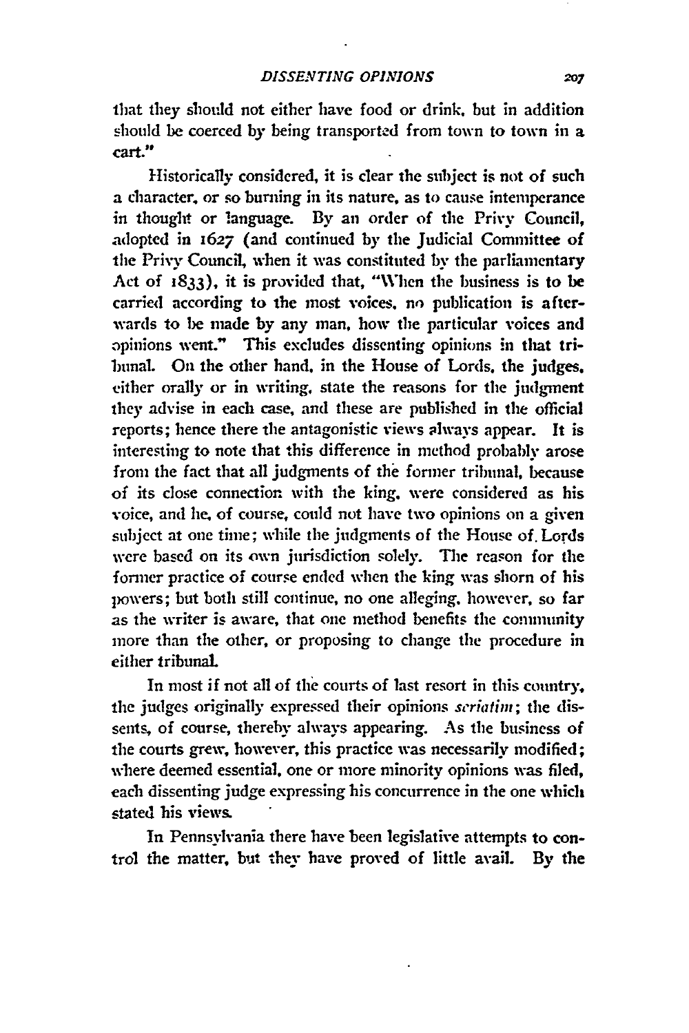that they should not either have food or drink, but in addition should be coerced by being transported from town to town in a cart."

Historically considered, it is clear the subject is not of such a character, or so burning in its nature, as to cause intemperance in thought or language. By an order of the Privy Council, adopted in 1627 (and continued by the Judicial Committee of the Privy Council, when it was constituted by the parliamentary Act of 1833), it is provided that, "When the business is to be carried according to the most voices, no publication is afterwards to be made by any man, how the particular voices and opinions went." This excludes dissenting opinions in that tribunal. On the other hand, in the House of Lords, the judges, either orally or in writing, state the reasons for the judgment they advise in each case, and these are published in the official reports; hence there the antagonistic views always appear. It is interesting to note that this difference in method probably arose from the fact that all judgments of the former tribunal, because of its close connection with the king, were considered as his voice, and he, of course, could not have two opinions on a given subject at one time; while the judgments of the House of Lords were based on its own jurisdiction solely. The reason for the former practice of course ended when the king was shorn of his powers; but both still continue, no one alleging, however, so far as the writer is aware, that one method benefits the community more than the other, or proposing to change the procedure in either tribunal.

In most if not all of the courts of last resort in this country, the judges originally expressed their opinions *seriatim*; the dissents, of course, thereby always appearing. As the business of the courts grew, however, this practice was necessarily modified; where deemed essential, one or more minority opinions was filed, each dissenting judge expressing his concurrence in the one which stated his views.

In Pennsylvania there have been legislative attempts to control the matter, but they have proved of little avail. By the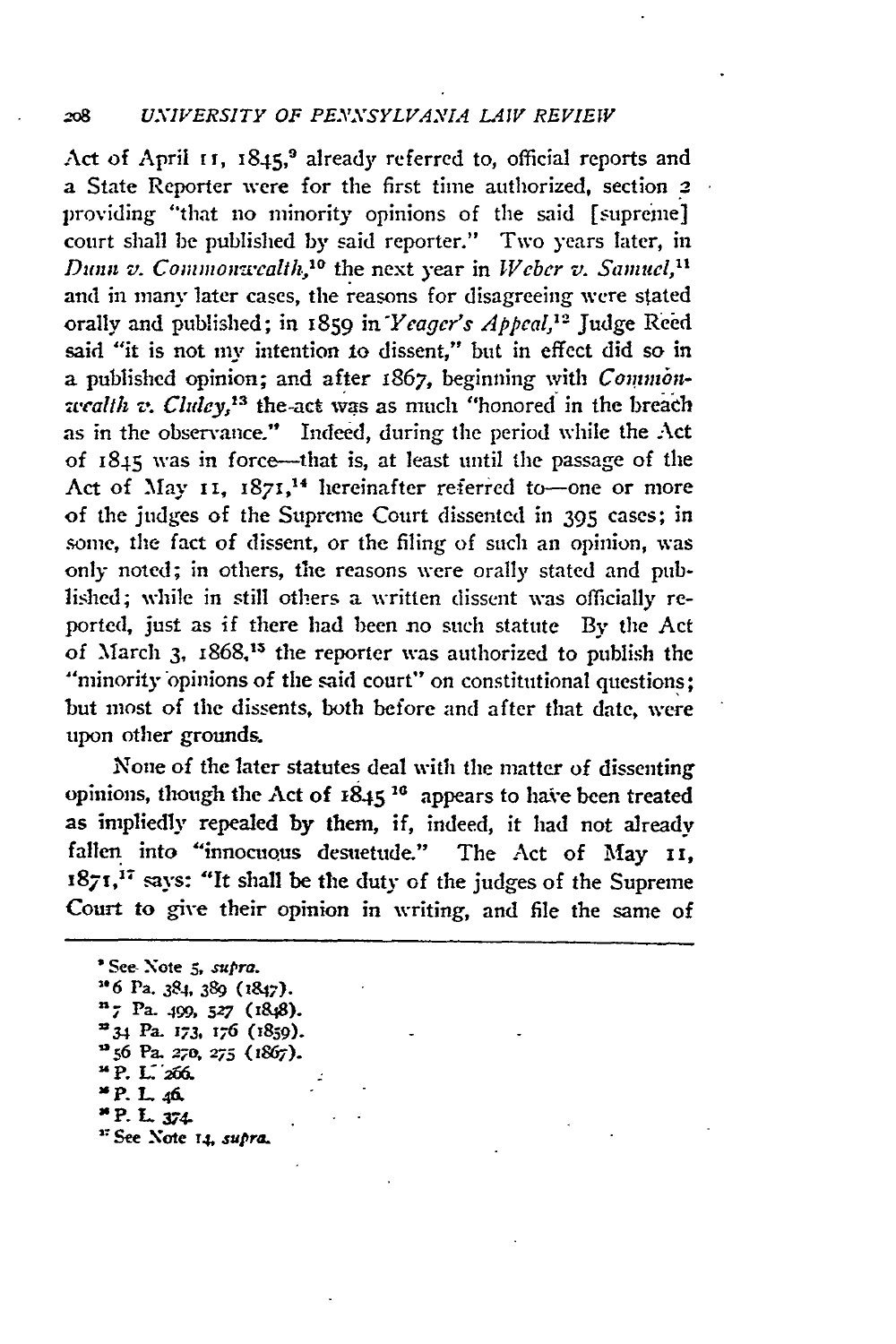Act of April 11, 1845,[9] already referred to, official reports and a State Reporter were for the first time authorized, section 2 providing "that no minority opinions of the said [supreme] court shall be published by said reporter." Two years later, in *Dunn v. Commonwealth*,[10] the next year in *Weber v. Samuel*,[11] and in many later cases, the reasons for disagreeing were stated orally and published; in 1859 in *Yeager's Appeal*,[12] Judge Reed said "it is not my intention to dissent," but in effect did so in a published opinion; and after 1867, beginning with *Commonwealth v. Cluley*,[13] the act was as much "honored in the breach as in the observance." Indeed, during the period while the Act of 1845 was in force—that is, at least until the passage of the Act of May 11, 1871,[14] hereinafter referred to—one or more of the judges of the Supreme Court dissented in 395 cases; in some, the fact of dissent, or the filing of such an opinion, was only noted; in others, the reasons were orally stated and published; while in still others a written dissent was officially reported, just as if there had been no such statute By the Act of March 3, 1868,[15] the reporter was authorized to publish the "minority opinions of the said court" on constitutional questions; but most of the dissents, both before and after that date, were upon other grounds.

None of the later statutes deal with the matter of dissenting opinions, though the Act of 1845 [16] appears to have been treated as impliedly repealed by them, if, indeed, it had not already fallen into "innocuous desuetude." The Act of May 11, 1871,[17] says: "It shall be the duty of the judges of the Supreme Court to give their opinion in writing, and file the same of

---

[9] See Note 5, *supra*.
[10] 6 Pa. 384, 389 (1847).
[11] 7 Pa. 499, 527 (1848).
[12] 34 Pa. 173, 176 (1859).
[13] 56 Pa. 270, 275 (1867).
[14] P. L. 266.
[15] P. L. 46.
[16] P. L. 374.
[17] See Note 14, *supra*.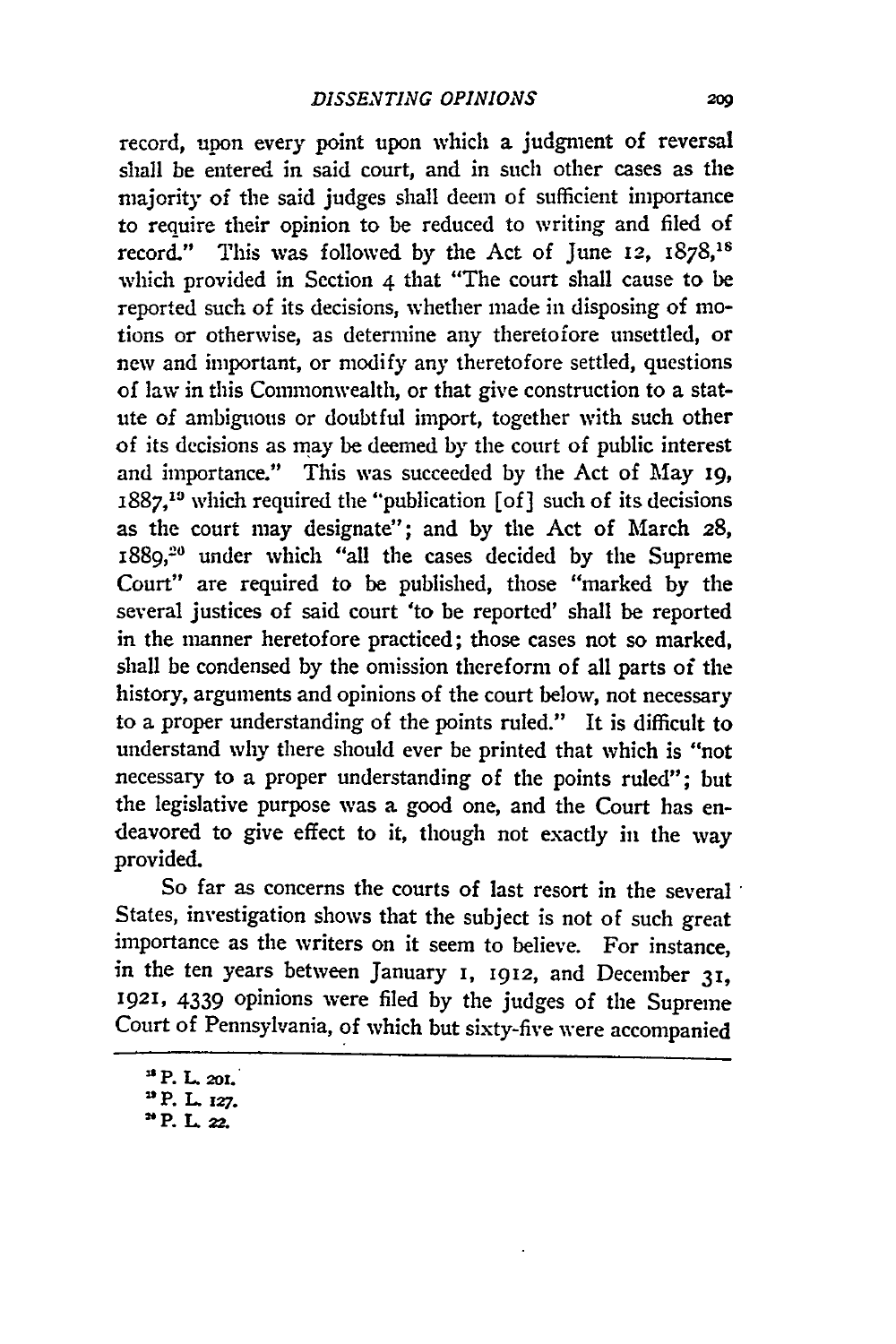record, upon every point upon which a judgment of reversal shall be entered in said court, and in such other cases as the majority of the said judges shall deem of sufficient importance to require their opinion to be reduced to writing and filed of record." This was followed by the Act of June 12, 1878,[18] which provided in Section 4 that "The court shall cause to be reported such of its decisions, whether made in disposing of motions or otherwise, as determine any theretofore unsettled, or new and important, or modify any theretofore settled, questions of law in this Commonwealth, or that give construction to a statute of ambiguous or doubtful import, together with such other of its decisions as may be deemed by the court of public interest and importance." This was succeeded by the Act of May 19, 1887,[19] which required the "publication [of] such of its decisions as the court may designate"; and by the Act of March 28, 1889,[20] under which "all the cases decided by the Supreme Court" are required to be published, those "marked by the several justices of said court 'to be reported' shall be reported in the manner heretofore practiced; those cases not so marked, shall be condensed by the omission thereform of all parts of the history, arguments and opinions of the court below, not necessary to a proper understanding of the points ruled." It is difficult to understand why there should ever be printed that which is "not necessary to a proper understanding of the points ruled"; but the legislative purpose was a good one, and the Court has endeavored to give effect to it, though not exactly in the way provided.

So far as concerns the courts of last resort in the several States, investigation shows that the subject is not of such great importance as the writers on it seem to believe. For instance, in the ten years between January 1, 1912, and December 31, 1921, 4339 opinions were filed by the judges of the Supreme Court of Pennsylvania, of which but sixty-five were accompanied

---

[18] P. L. 201.

[19] P. L. 127.

[20] P. L. 22.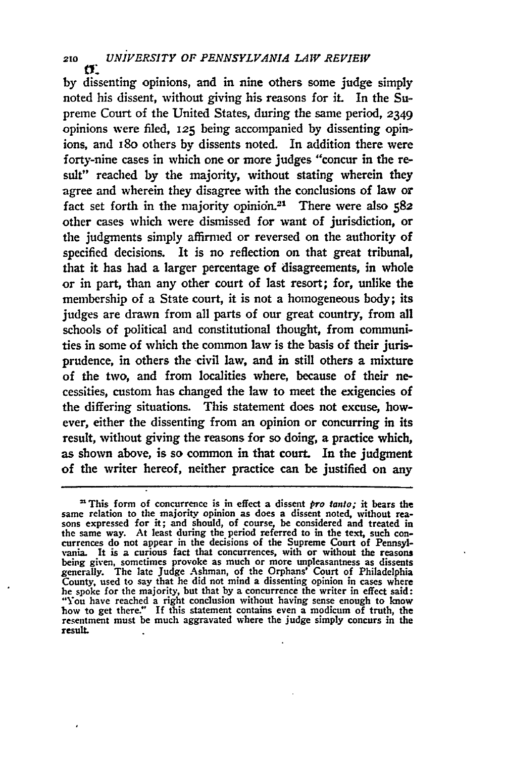by dissenting opinions, and in nine others some judge simply noted his dissent, without giving his reasons for it. In the Supreme Court of the United States, during the same period, 2349 opinions were filed, 125 being accompanied by dissenting opinions, and 180 others by dissents noted. In addition there were forty-nine cases in which one or more judges "concur in the result" reached by the majority, without stating wherein they agree and wherein they disagree with the conclusions of law or fact set forth in the majority opinion.[21] There were also 582 other cases which were dismissed for want of jurisdiction, or the judgments simply affirmed or reversed on the authority of specified decisions. It is no reflection on that great tribunal, that it has had a larger percentage of disagreements, in whole or in part, than any other court of last resort; for, unlike the membership of a State court, it is not a homogeneous body; its judges are drawn from all parts of our great country, from all schools of political and constitutional thought, from communities in some of which the common law is the basis of their jurisprudence, in others the civil law, and in still others a mixture of the two, and from localities where, because of their necessities, custom has changed the law to meet the exigencies of the differing situations. This statement does not excuse, however, either the dissenting from an opinion or concurring in its result, without giving the reasons for so doing, a practice which, as shown above, is so common in that court. In the judgment of the writer hereof, neither practice can be justified on any

---

[21] This form of concurrence is in effect a dissent *pro tanto;* it bears the same relation to the majority opinion as does a dissent noted, without reasons expressed for it; and should, of course, be considered and treated in the same way. At least during the period referred to in the text, such concurrences do not appear in the decisions of the Supreme Court of Pennsylvania. It is a curious fact that concurrences, with or without the reasons being given, sometimes provoke as much or more unpleasantness as dissents generally. The late Judge Ashman, of the Orphans' Court of Philadelphia County, used to say that he did not mind a dissenting opinion in cases where he spoke for the majority, but that by a concurrence the writer in effect said: "You have reached a right conclusion without having sense enough to know how to get there." If this statement contains even a modicum of truth, the resentment must be much aggravated where the judge simply concurs in the result.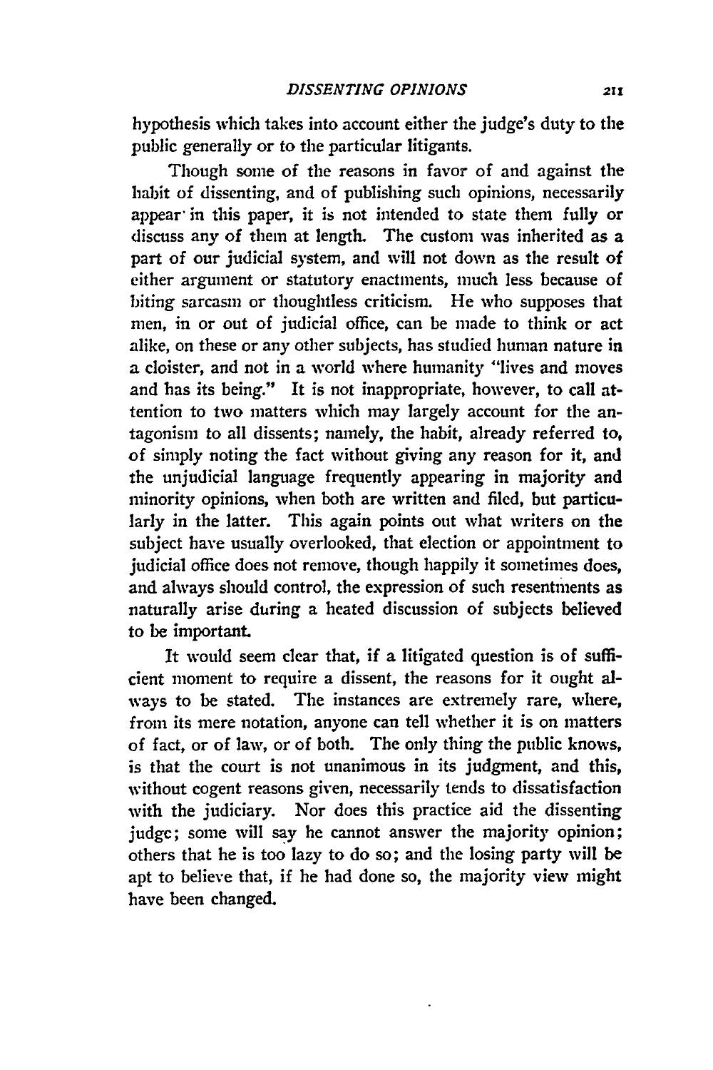hypothesis which takes into account either the judge's duty to the public generally or to the particular litigants.

Though some of the reasons in favor of and against the habit of dissenting, and of publishing such opinions, necessarily appear in this paper, it is not intended to state them fully or discuss any of them at length. The custom was inherited as a part of our judicial system, and will not down as the result of either argument or statutory enactments, much less because of biting sarcasm or thoughtless criticism. He who supposes that men, in or out of judicial office, can be made to think or act alike, on these or any other subjects, has studied human nature in a cloister, and not in a world where humanity "lives and moves and has its being." It is not inappropriate, however, to call attention to two matters which may largely account for the antagonism to all dissents; namely, the habit, already referred to, of simply noting the fact without giving any reason for it, and the unjudicial language frequently appearing in majority and minority opinions, when both are written and filed, but particularly in the latter. This again points out what writers on the subject have usually overlooked, that election or appointment to judicial office does not remove, though happily it sometimes does, and always should control, the expression of such resentments as naturally arise during a heated discussion of subjects believed to be important.

It would seem clear that, if a litigated question is of sufficient moment to require a dissent, the reasons for it ought always to be stated. The instances are extremely rare, where, from its mere notation, anyone can tell whether it is on matters of fact, or of law, or of both. The only thing the public knows, is that the court is not unanimous in its judgment, and this, without cogent reasons given, necessarily tends to dissatisfaction with the judiciary. Nor does this practice aid the dissenting judge; some will say he cannot answer the majority opinion; others that he is too lazy to do so; and the losing party will be apt to believe that, if he had done so, the majority view might have been changed.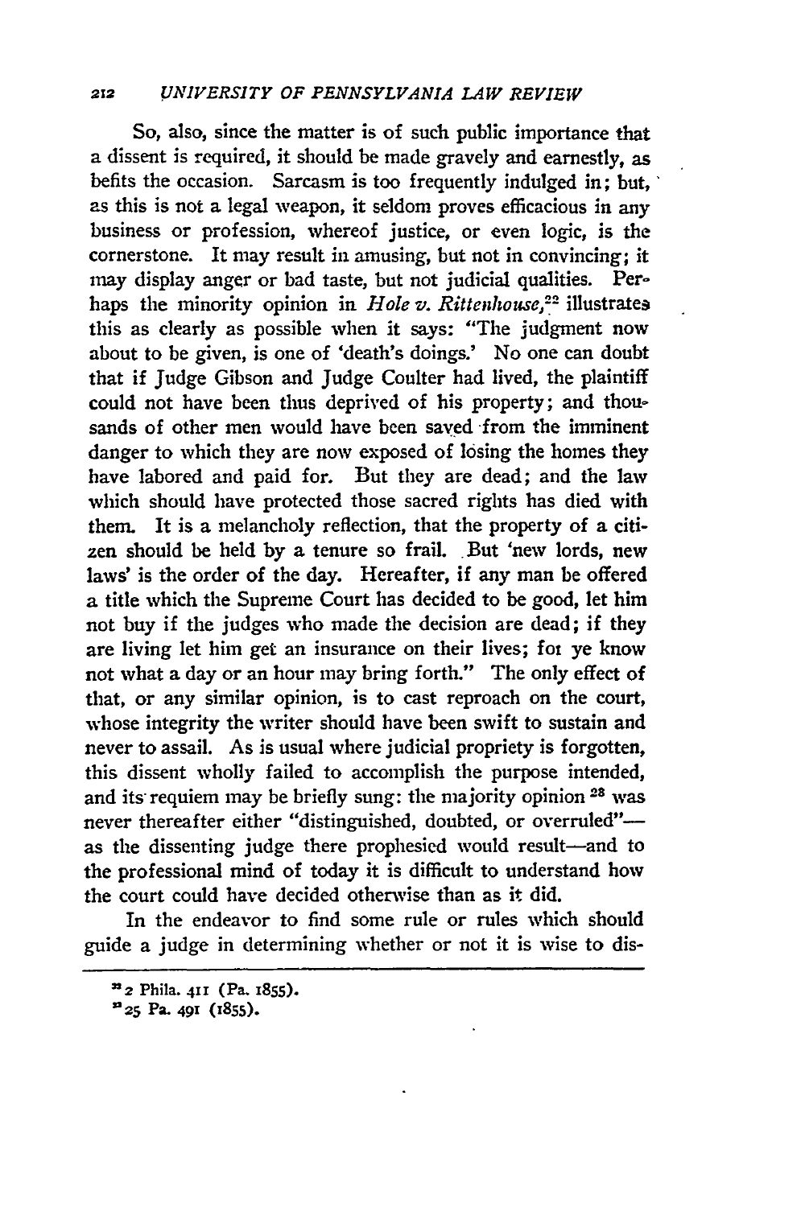So, also, since the matter is of such public importance that a dissent is required, it should be made gravely and earnestly, as befits the occasion. Sarcasm is too frequently indulged in; but, as this is not a legal weapon, it seldom proves efficacious in any business or profession, whereof justice, or even logic, is the cornerstone. It may result in amusing, but not in convincing; it may display anger or bad taste, but not judicial qualities. Perhaps the minority opinion in *Hole v. Rittenhouse*,[22] illustrates this as clearly as possible when it says: "The judgment now about to be given, is one of 'death's doings.' No one can doubt that if Judge Gibson and Judge Coulter had lived, the plaintiff could not have been thus deprived of his property; and thousands of other men would have been saved from the imminent danger to which they are now exposed of losing the homes they have labored and paid for. But they are dead; and the law which should have protected those sacred rights has died with them. It is a melancholy reflection, that the property of a citizen should be held by a tenure so frail. But 'new lords, new laws' is the order of the day. Hereafter, if any man be offered a title which the Supreme Court has decided to be good, let him not buy if the judges who made the decision are dead; if they are living let him get an insurance on their lives; for ye know not what a day or an hour may bring forth." The only effect of that, or any similar opinion, is to cast reproach on the court, whose integrity the writer should have been swift to sustain and never to assail. As is usual where judicial propriety is forgotten, this dissent wholly failed to accomplish the purpose intended, and its requiem may be briefly sung: the majority opinion [23] was never thereafter either "distinguished, doubted, or overruled"—as the dissenting judge there prophesied would result—and to the professional mind of today it is difficult to understand how the court could have decided otherwise than as it did.

In the endeavor to find some rule or rules which should guide a judge in determining whether or not it is wise to dis-

---

[22] 2 Phila. 411 (Pa. 1855).

[23] 25 Pa. 491 (1855).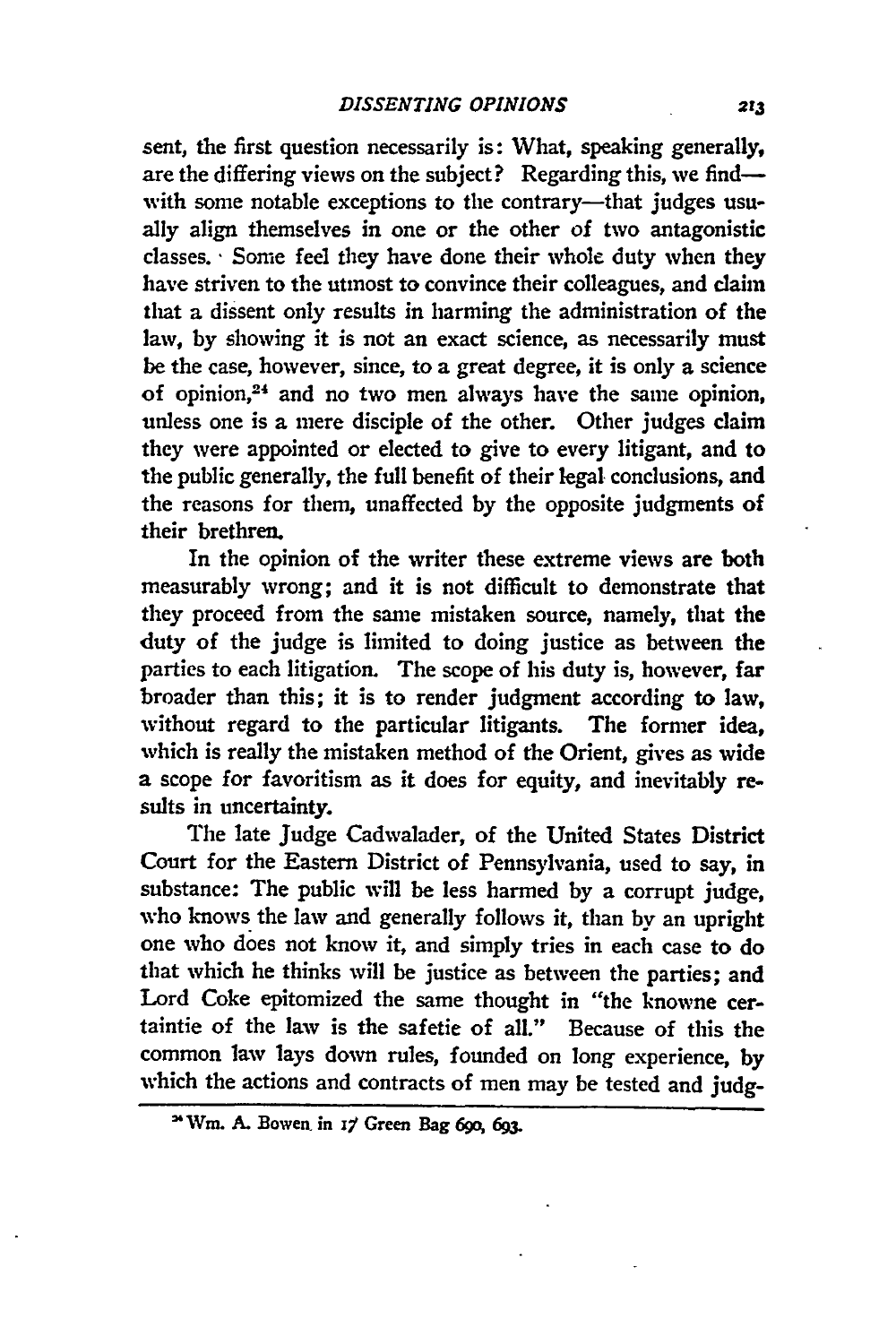sent, the first question necessarily is: What, speaking generally, are the differing views on the subject? Regarding this, we find—with some notable exceptions to the contrary—that judges usually align themselves in one or the other of two antagonistic classes. Some feel they have done their whole duty when they have striven to the utmost to convince their colleagues, and claim that a dissent only results in harming the administration of the law, by showing it is not an exact science, as necessarily must be the case, however, since, to a great degree, it is only a science of opinion,[24] and no two men always have the same opinion, unless one is a mere disciple of the other. Other judges claim they were appointed or elected to give to every litigant, and to the public generally, the full benefit of their legal conclusions, and the reasons for them, unaffected by the opposite judgments of their brethren.

In the opinion of the writer these extreme views are both measurably wrong; and it is not difficult to demonstrate that they proceed from the same mistaken source, namely, that the duty of the judge is limited to doing justice as between the parties to each litigation. The scope of his duty is, however, far broader than this; it is to render judgment according to law, without regard to the particular litigants. The former idea, which is really the mistaken method of the Orient, gives as wide a scope for favoritism as it does for equity, and inevitably results in uncertainty.

The late Judge Cadwalader, of the United States District Court for the Eastern District of Pennsylvania, used to say, in substance: The public will be less harmed by a corrupt judge, who knows the law and generally follows it, than by an upright one who does not know it, and simply tries in each case to do that which he thinks will be justice as between the parties; and Lord Coke epitomized the same thought in "the knowne certaintie of the law is the safetie of all." Because of this the common law lays down rules, founded on long experience, by which the actions and contracts of men may be tested and judg-

[24] Wm. A. Bowen in 17 Green Bag 690, 693.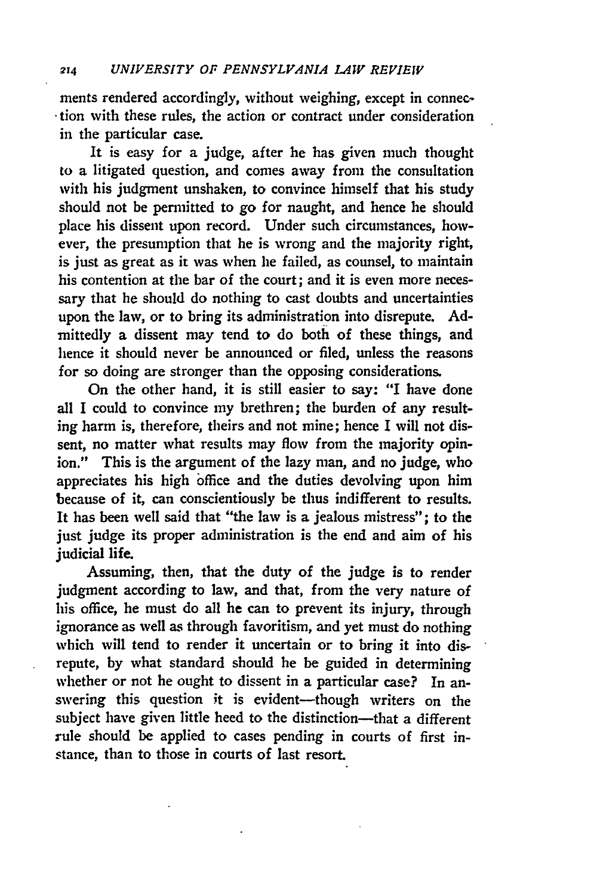ments rendered accordingly, without weighing, except in connection with these rules, the action or contract under consideration in the particular case.

It is easy for a judge, after he has given much thought to a litigated question, and comes away from the consultation with his judgment unshaken, to convince himself that his study should not be permitted to go for naught, and hence he should place his dissent upon record. Under such circumstances, however, the presumption that he is wrong and the majority right, is just as great as it was when he failed, as counsel, to maintain his contention at the bar of the court; and it is even more necessary that he should do nothing to cast doubts and uncertainties upon the law, or to bring its administration into disrepute. Admittedly a dissent may tend to do both of these things, and hence it should never be announced or filed, unless the reasons for so doing are stronger than the opposing considerations.

On the other hand, it is still easier to say: "I have done all I could to convince my brethren; the burden of any resulting harm is, therefore, theirs and not mine; hence I will not dissent, no matter what results may flow from the majority opinion." This is the argument of the lazy man, and no judge, who appreciates his high office and the duties devolving upon him because of it, can conscientiously be thus indifferent to results. It has been well said that "the law is a jealous mistress"; to the just judge its proper administration is the end and aim of his judicial life.

Assuming, then, that the duty of the judge is to render judgment according to law, and that, from the very nature of his office, he must do all he can to prevent its injury, through ignorance as well as through favoritism, and yet must do nothing which will tend to render it uncertain or to bring it into disrepute, by what standard should he be guided in determining whether or not he ought to dissent in a particular case? In answering this question it is evident—though writers on the subject have given little heed to the distinction—that a different rule should be applied to cases pending in courts of first instance, than to those in courts of last resort.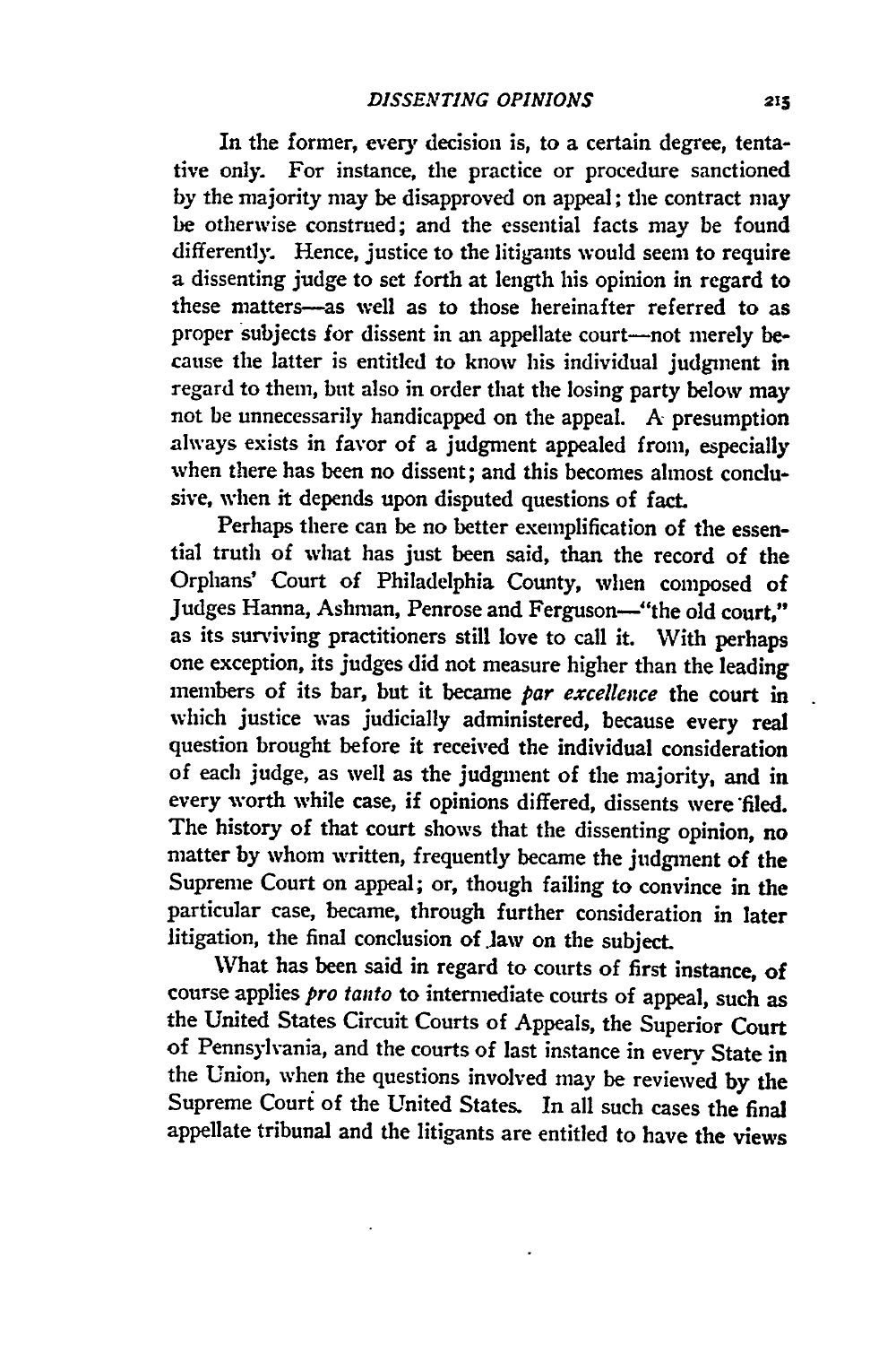In the former, every decision is, to a certain degree, tentative only. For instance, the practice or procedure sanctioned by the majority may be disapproved on appeal; the contract may be otherwise construed; and the essential facts may be found differently. Hence, justice to the litigants would seem to require a dissenting judge to set forth at length his opinion in regard to these matters—as well as to those hereinafter referred to as proper subjects for dissent in an appellate court—not merely because the latter is entitled to know his individual judgment in regard to them, but also in order that the losing party below may not be unnecessarily handicapped on the appeal. A presumption always exists in favor of a judgment appealed from, especially when there has been no dissent; and this becomes almost conclusive, when it depends upon disputed questions of fact.

Perhaps there can be no better exemplification of the essential truth of what has just been said, than the record of the Orphans' Court of Philadelphia County, when composed of Judges Hanna, Ashman, Penrose and Ferguson—"the old court," as its surviving practitioners still love to call it. With perhaps one exception, its judges did not measure higher than the leading members of its bar, but it became *par excellence* the court in which justice was judicially administered, because every real question brought before it received the individual consideration of each judge, as well as the judgment of the majority, and in every worth while case, if opinions differed, dissents were filed. The history of that court shows that the dissenting opinion, no matter by whom written, frequently became the judgment of the Supreme Court on appeal; or, though failing to convince in the particular case, became, through further consideration in later litigation, the final conclusion of law on the subject.

What has been said in regard to courts of first instance, of course applies *pro tanto* to intermediate courts of appeal, such as the United States Circuit Courts of Appeals, the Superior Court of Pennsylvania, and the courts of last instance in every State in the Union, when the questions involved may be reviewed by the Supreme Court of the United States. In all such cases the final appellate tribunal and the litigants are entitled to have the views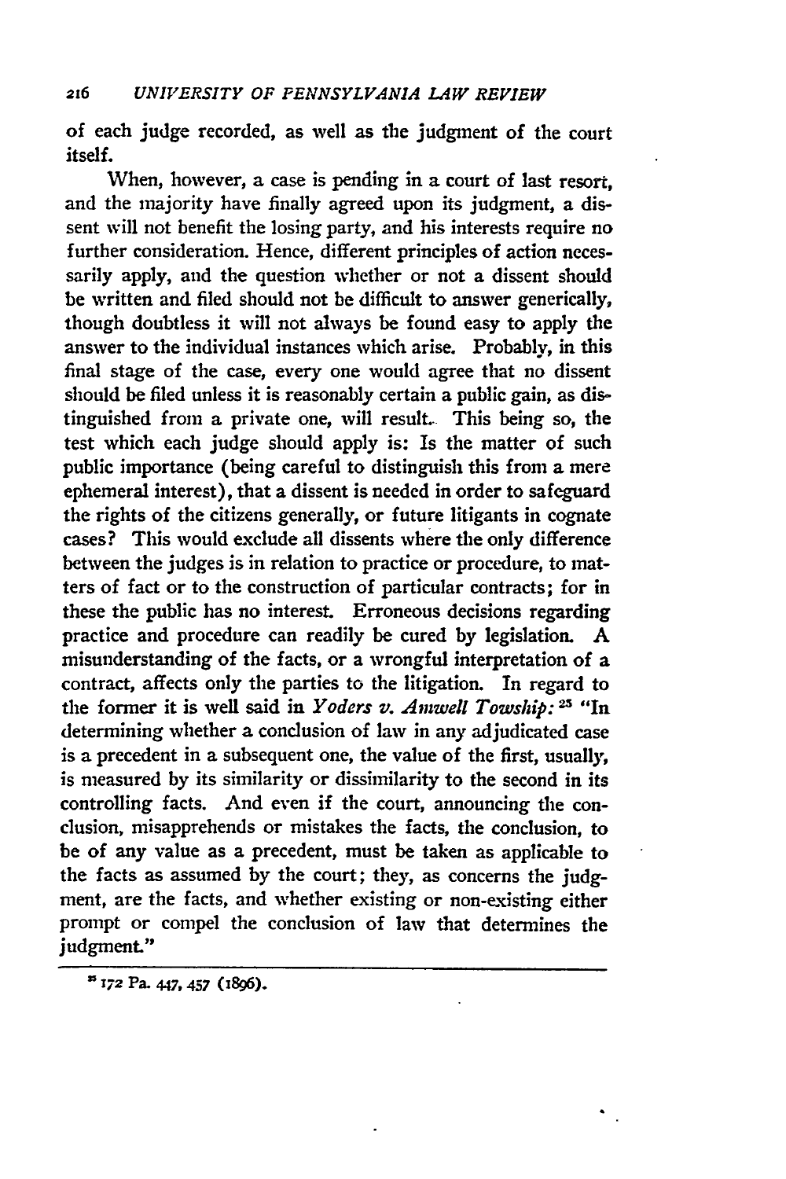of each judge recorded, as well as the judgment of the court itself.

When, however, a case is pending in a court of last resort, and the majority have finally agreed upon its judgment, a dissent will not benefit the losing party, and his interests require no further consideration. Hence, different principles of action necessarily apply, and the question whether or not a dissent should be written and filed should not be difficult to answer generically, though doubtless it will not always be found easy to apply the answer to the individual instances which arise. Probably, in this final stage of the case, every one would agree that no dissent should be filed unless it is reasonably certain a public gain, as distinguished from a private one, will result. This being so, the test which each judge should apply is: Is the matter of such public importance (being careful to distinguish this from a mere ephemeral interest), that a dissent is needed in order to safeguard the rights of the citizens generally, or future litigants in cognate cases? This would exclude all dissents where the only difference between the judges is in relation to practice or procedure, to matters of fact or to the construction of particular contracts; for in these the public has no interest. Erroneous decisions regarding practice and procedure can readily be cured by legislation. A misunderstanding of the facts, or a wrongful interpretation of a contract, affects only the parties to the litigation. In regard to the former it is well said in *Yoders v. Amwell Towship:* [25] "In determining whether a conclusion of law in any adjudicated case is a precedent in a subsequent one, the value of the first, usually, is measured by its similarity or dissimilarity to the second in its controlling facts. And even if the court, announcing the conclusion, misapprehends or mistakes the facts, the conclusion, to be of any value as a precedent, must be taken as applicable to the facts as assumed by the court; they, as concerns the judgment, are the facts, and whether existing or non-existing either prompt or compel the conclusion of law that determines the judgment."

---

[25] 172 Pa. 447, 457 (1896).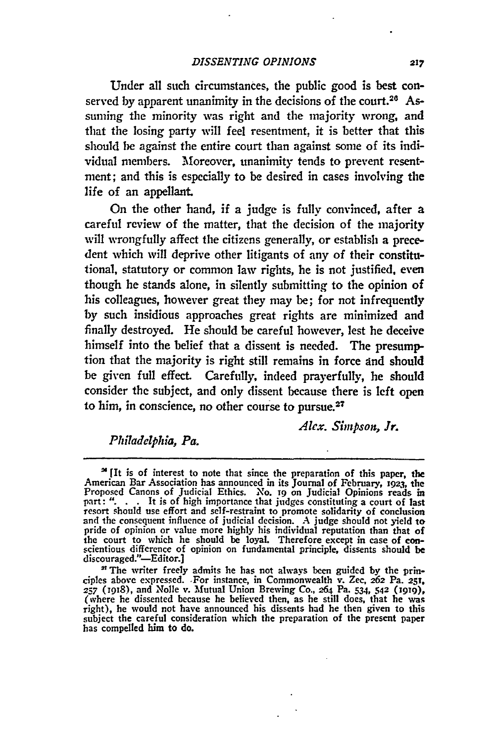Under all such circumstances, the public good is best conserved by apparent unanimity in the decisions of the court.[26] Assuming the minority was right and the majority wrong, and that the losing party will feel resentment, it is better that this should be against the entire court than against some of its individual members. Moreover, unanimity tends to prevent resentment; and this is especially to be desired in cases involving the life of an appellant.

On the other hand, if a judge is fully convinced, after a careful review of the matter, that the decision of the majority will wrongfully affect the citizens generally, or establish a precedent which will deprive other litigants of any of their constitutional, statutory or common law rights, he is not justified, even though he stands alone, in silently submitting to the opinion of his colleagues, however great they may be; for not infrequently by such insidious approaches great rights are minimized and finally destroyed. He should be careful however, lest he deceive himself into the belief that a dissent is needed. The presumption that the majority is right still remains in force and should be given full effect. Carefully, indeed prayerfully, he should consider the subject, and only dissent because there is left open to him, in conscience, no other course to pursue.[27]

*Alex. Simpson, Jr.*

*Philadelphia, Pa.*

---

[26] [It is of interest to note that since the preparation of this paper, the American Bar Association has announced in its Journal of February, 1923, the Proposed Canons of Judicial Ethics. No. 19 on Judicial Opinions reads in part: ". . . It is of high importance that judges constituting a court of last resort should use effort and self-restraint to promote solidarity of conclusion and the consequent influence of judicial decision. A judge should not yield to pride of opinion or value more highly his individual reputation than that of the court to which he should be loyal. Therefore except in case of conscientious difference of opinion on fundamental principle, dissents should be discouraged."—Editor.]

[27] The writer freely admits he has not always been guided by the principles above expressed. For instance, in Commonwealth v. Zec, 262 Pa. 251, 257 (1918), and Nolle v. Mutual Union Brewing Co., 264 Pa. 534, 542 (1919), (where he dissented because he believed then, as he still does, that he was right), he would not have announced his dissents had he then given to this subject the careful consideration which the preparation of the present paper has compelled him to do.